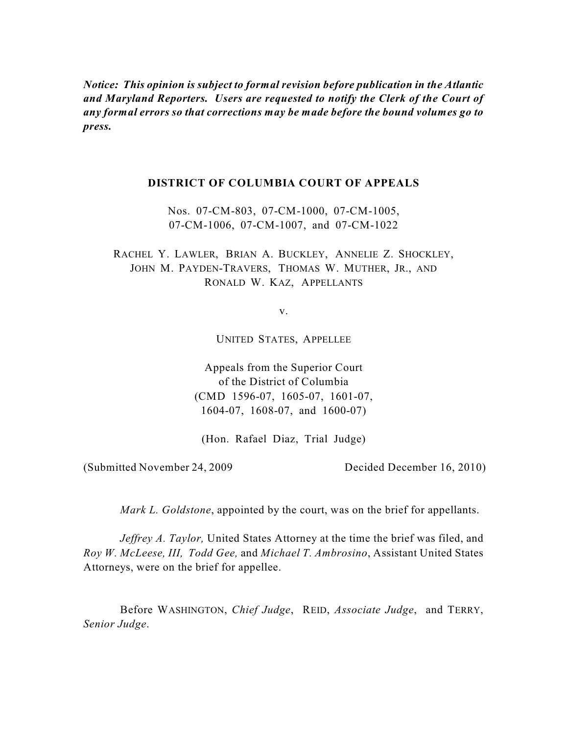***Notice: This opinion is subject to formal revision before publication in the Atlantic and Maryland Reporters. Users are requested to notify the Clerk of the Court of any formal errors so that corrections may be made before the bound volumes go to press.***

**DISTRICT OF COLUMBIA COURT OF APPEALS**

Nos. 07-CM-803, 07-CM-1000, 07-CM-1005,
07-CM-1006, 07-CM-1007, and 07-CM-1022

RACHEL Y. LAWLER, BRIAN A. BUCKLEY, ANNELIE Z. SHOCKLEY,
JOHN M. PAYDEN-TRAVERS, THOMAS W. MUTHER, JR., AND
RONALD W. KAZ, APPELLANTS

v.

UNITED STATES, APPELLEE

Appeals from the Superior Court
of the District of Columbia
(CMD 1596-07, 1605-07, 1601-07,
1604-07, 1608-07, and 1600-07)

(Hon. Rafael Diaz, Trial Judge)

(Submitted November 24, 2009 Decided December 16, 2010)

*Mark L. Goldstone*, appointed by the court, was on the brief for appellants.

*Jeffrey A. Taylor,* United States Attorney at the time the brief was filed, and *Roy W. McLeese, III, Todd Gee,* and *Michael T. Ambrosino*, Assistant United States Attorneys, were on the brief for appellee.

Before WASHINGTON, *Chief Judge*, REID, *Associate Judge*, and TERRY, *Senior Judge*.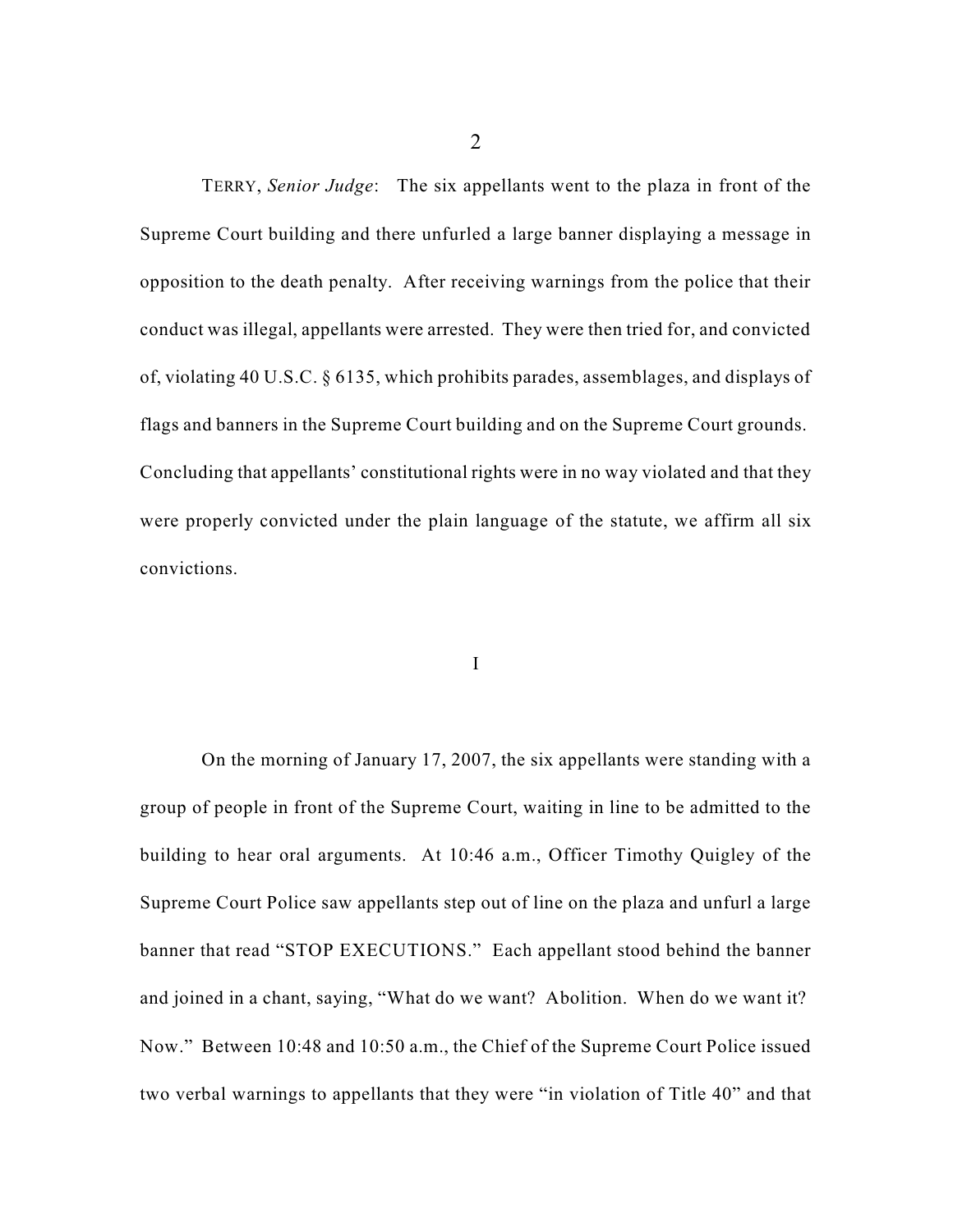TERRY, *Senior Judge*: The six appellants went to the plaza in front of the Supreme Court building and there unfurled a large banner displaying a message in opposition to the death penalty. After receiving warnings from the police that their conduct was illegal, appellants were arrested. They were then tried for, and convicted of, violating 40 U.S.C. § 6135, which prohibits parades, assemblages, and displays of flags and banners in the Supreme Court building and on the Supreme Court grounds. Concluding that appellants' constitutional rights were in no way violated and that they were properly convicted under the plain language of the statute, we affirm all six convictions.

## I

On the morning of January 17, 2007, the six appellants were standing with a group of people in front of the Supreme Court, waiting in line to be admitted to the building to hear oral arguments. At 10:46 a.m., Officer Timothy Quigley of the Supreme Court Police saw appellants step out of line on the plaza and unfurl a large banner that read "STOP EXECUTIONS." Each appellant stood behind the banner and joined in a chant, saying, "What do we want? Abolition. When do we want it? Now." Between 10:48 and 10:50 a.m., the Chief of the Supreme Court Police issued two verbal warnings to appellants that they were "in violation of Title 40" and that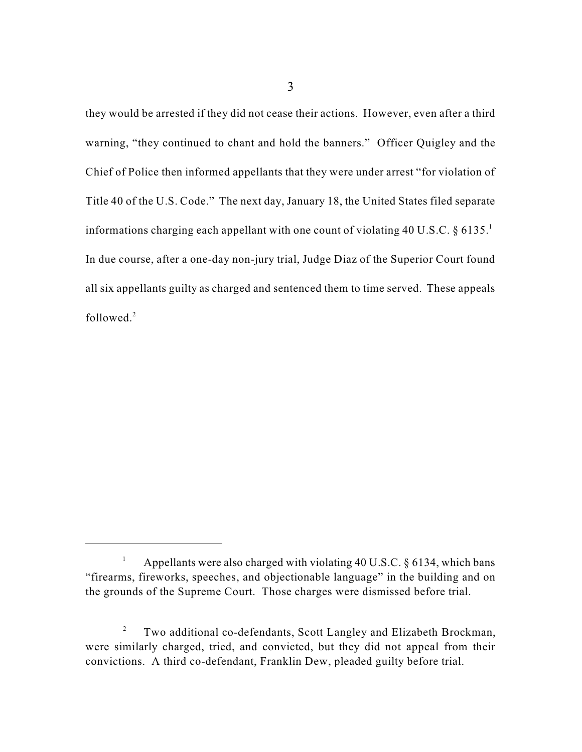they would be arrested if they did not cease their actions. However, even after a third warning, "they continued to chant and hold the banners." Officer Quigley and the Chief of Police then informed appellants that they were under arrest "for violation of Title 40 of the U.S. Code." The next day, January 18, the United States filed separate informations charging each appellant with one count of violating 40 U.S.C. § 6135.[1] In due course, after a one-day non-jury trial, Judge Diaz of the Superior Court found all six appellants guilty as charged and sentenced them to time served. These appeals followed.[2]

---

[1] Appellants were also charged with violating 40 U.S.C. § 6134, which bans "firearms, fireworks, speeches, and objectionable language" in the building and on the grounds of the Supreme Court. Those charges were dismissed before trial.

[2] Two additional co-defendants, Scott Langley and Elizabeth Brockman, were similarly charged, tried, and convicted, but they did not appeal from their convictions. A third co-defendant, Franklin Dew, pleaded guilty before trial.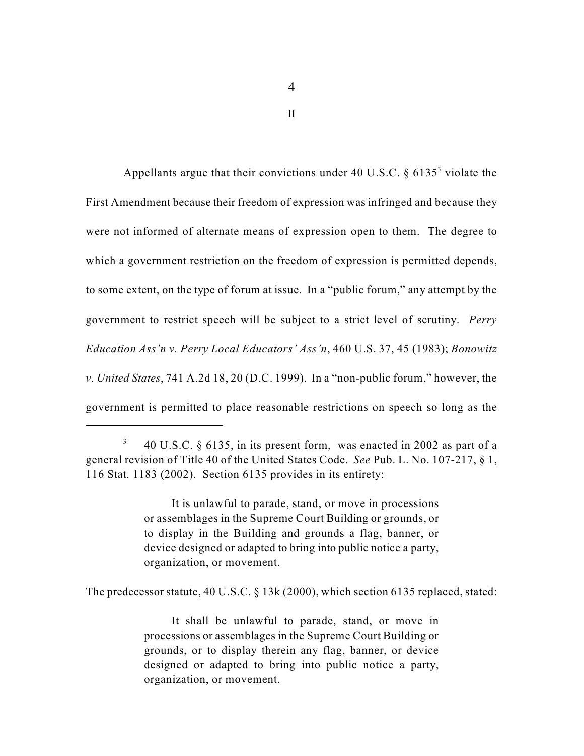## II

Appellants argue that their convictions under 40 U.S.C. § 6135[3] violate the First Amendment because their freedom of expression was infringed and because they were not informed of alternate means of expression open to them. The degree to which a government restriction on the freedom of expression is permitted depends, to some extent, on the type of forum at issue. In a "public forum," any attempt by the government to restrict speech will be subject to a strict level of scrutiny. *Perry Education Ass'n v. Perry Local Educators' Ass'n*, 460 U.S. 37, 45 (1983); *Bonowitz v. United States*, 741 A.2d 18, 20 (D.C. 1999). In a "non-public forum," however, the government is permitted to place reasonable restrictions on speech so long as the

---

[3] 40 U.S.C. § 6135, in its present form, was enacted in 2002 as part of a general revision of Title 40 of the United States Code. *See* Pub. L. No. 107-217, § 1, 116 Stat. 1183 (2002). Section 6135 provides in its entirety:

> It is unlawful to parade, stand, or move in processions or assemblages in the Supreme Court Building or grounds, or to display in the Building and grounds a flag, banner, or device designed or adapted to bring into public notice a party, organization, or movement.

The predecessor statute, 40 U.S.C. § 13k (2000), which section 6135 replaced, stated:

> It shall be unlawful to parade, stand, or move in processions or assemblages in the Supreme Court Building or grounds, or to display therein any flag, banner, or device designed or adapted to bring into public notice a party, organization, or movement.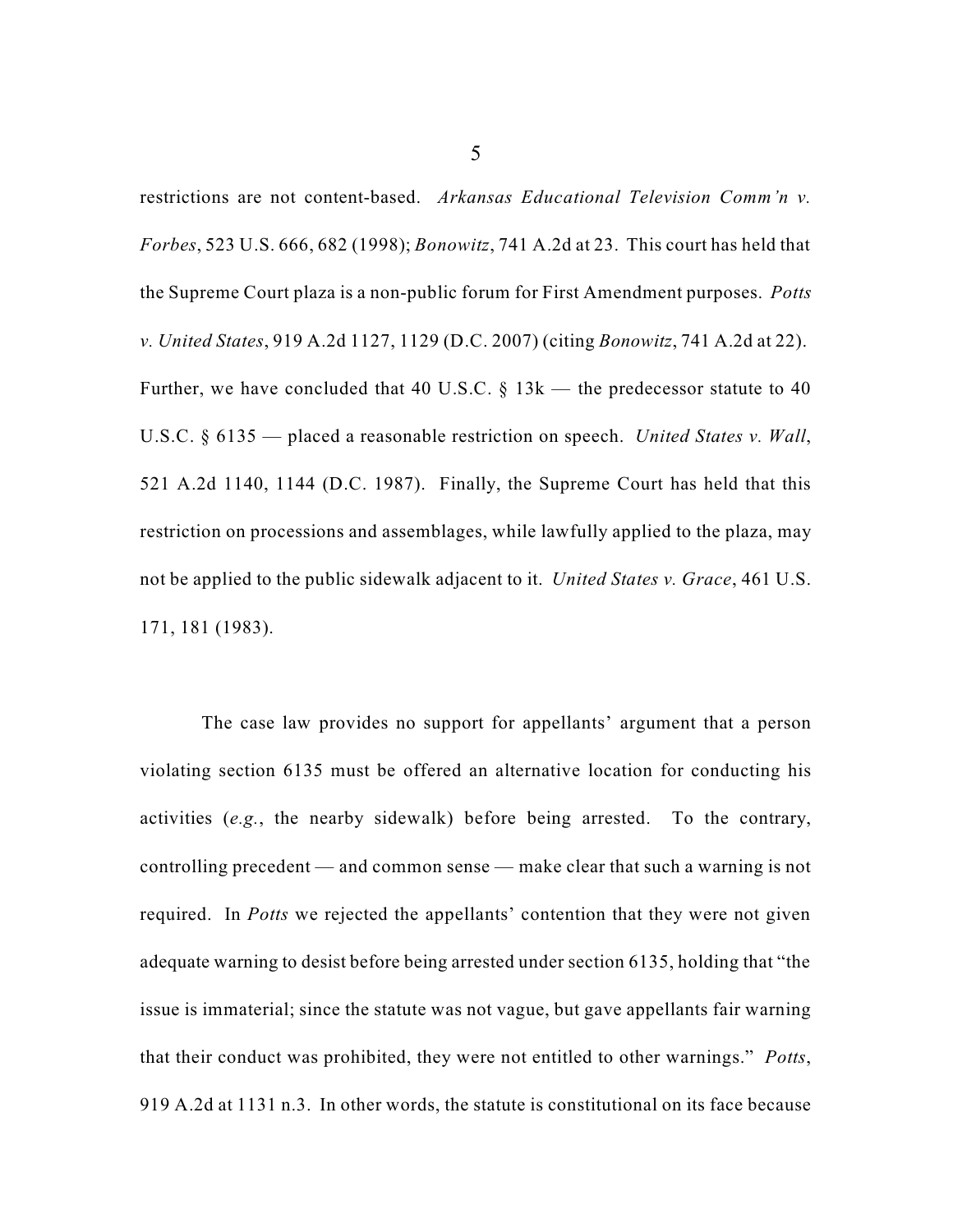restrictions are not content-based. *Arkansas Educational Television Comm'n v. Forbes*, 523 U.S. 666, 682 (1998); *Bonowitz*, 741 A.2d at 23. This court has held that the Supreme Court plaza is a non-public forum for First Amendment purposes. *Potts v. United States*, 919 A.2d 1127, 1129 (D.C. 2007) (citing *Bonowitz*, 741 A.2d at 22). Further, we have concluded that 40 U.S.C. § 13k — the predecessor statute to 40 U.S.C. § 6135 — placed a reasonable restriction on speech. *United States v. Wall*, 521 A.2d 1140, 1144 (D.C. 1987). Finally, the Supreme Court has held that this restriction on processions and assemblages, while lawfully applied to the plaza, may not be applied to the public sidewalk adjacent to it. *United States v. Grace*, 461 U.S. 171, 181 (1983).

The case law provides no support for appellants' argument that a person violating section 6135 must be offered an alternative location for conducting his activities (*e.g.*, the nearby sidewalk) before being arrested. To the contrary, controlling precedent — and common sense — make clear that such a warning is not required. In *Potts* we rejected the appellants' contention that they were not given adequate warning to desist before being arrested under section 6135, holding that "the issue is immaterial; since the statute was not vague, but gave appellants fair warning that their conduct was prohibited, they were not entitled to other warnings." *Potts*, 919 A.2d at 1131 n.3. In other words, the statute is constitutional on its face because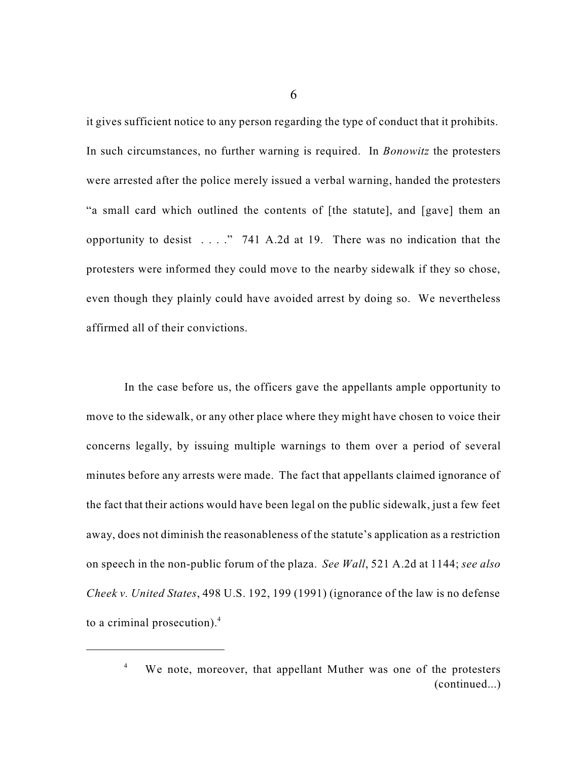it gives sufficient notice to any person regarding the type of conduct that it prohibits. In such circumstances, no further warning is required. In *Bonowitz* the protesters were arrested after the police merely issued a verbal warning, handed the protesters "a small card which outlined the contents of [the statute], and [gave] them an opportunity to desist . . . ." 741 A.2d at 19. There was no indication that the protesters were informed they could move to the nearby sidewalk if they so chose, even though they plainly could have avoided arrest by doing so. We nevertheless affirmed all of their convictions.

In the case before us, the officers gave the appellants ample opportunity to move to the sidewalk, or any other place where they might have chosen to voice their concerns legally, by issuing multiple warnings to them over a period of several minutes before any arrests were made. The fact that appellants claimed ignorance of the fact that their actions would have been legal on the public sidewalk, just a few feet away, does not diminish the reasonableness of the statute's application as a restriction on speech in the non-public forum of the plaza. *See Wall*, 521 A.2d at 1144; *see also Cheek v. United States*, 498 U.S. 192, 199 (1991) (ignorance of the law is no defense to a criminal prosecution).[4]

---

[4] We note, moreover, that appellant Muther was one of the protesters (continued...)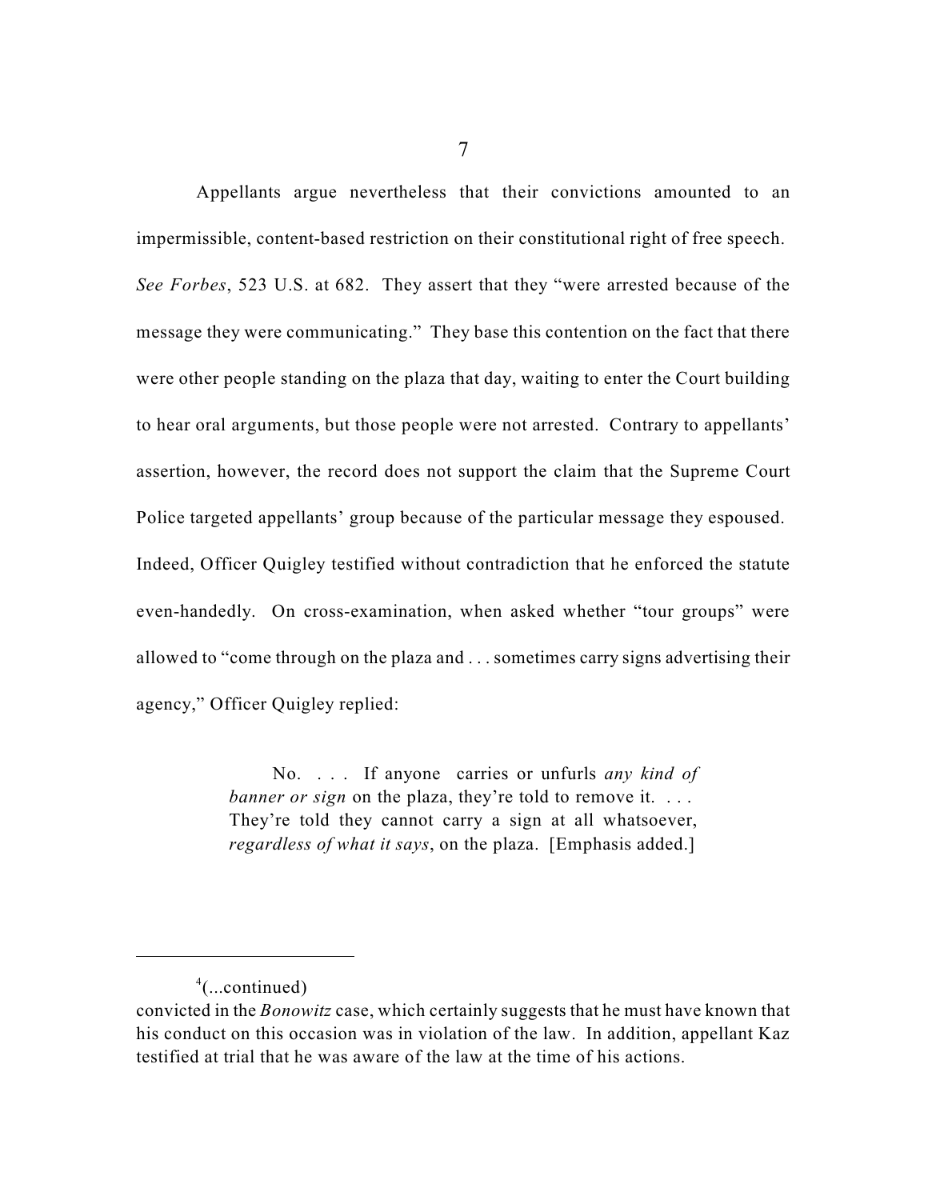Appellants argue nevertheless that their convictions amounted to an impermissible, content-based restriction on their constitutional right of free speech. *See Forbes*, 523 U.S. at 682. They assert that they "were arrested because of the message they were communicating." They base this contention on the fact that there were other people standing on the plaza that day, waiting to enter the Court building to hear oral arguments, but those people were not arrested. Contrary to appellants' assertion, however, the record does not support the claim that the Supreme Court Police targeted appellants' group because of the particular message they espoused. Indeed, Officer Quigley testified without contradiction that he enforced the statute even-handedly. On cross-examination, when asked whether "tour groups" were allowed to "come through on the plaza and . . . sometimes carry signs advertising their agency," Officer Quigley replied:

> No. . . . If anyone carries or unfurls *any kind of banner or sign* on the plaza, they're told to remove it. . . . They're told they cannot carry a sign at all whatsoever, *regardless of what it says*, on the plaza. [Emphasis added.]

---

[4](...continued)
convicted in the *Bonowitz* case, which certainly suggests that he must have known that his conduct on this occasion was in violation of the law. In addition, appellant Kaz testified at trial that he was aware of the law at the time of his actions.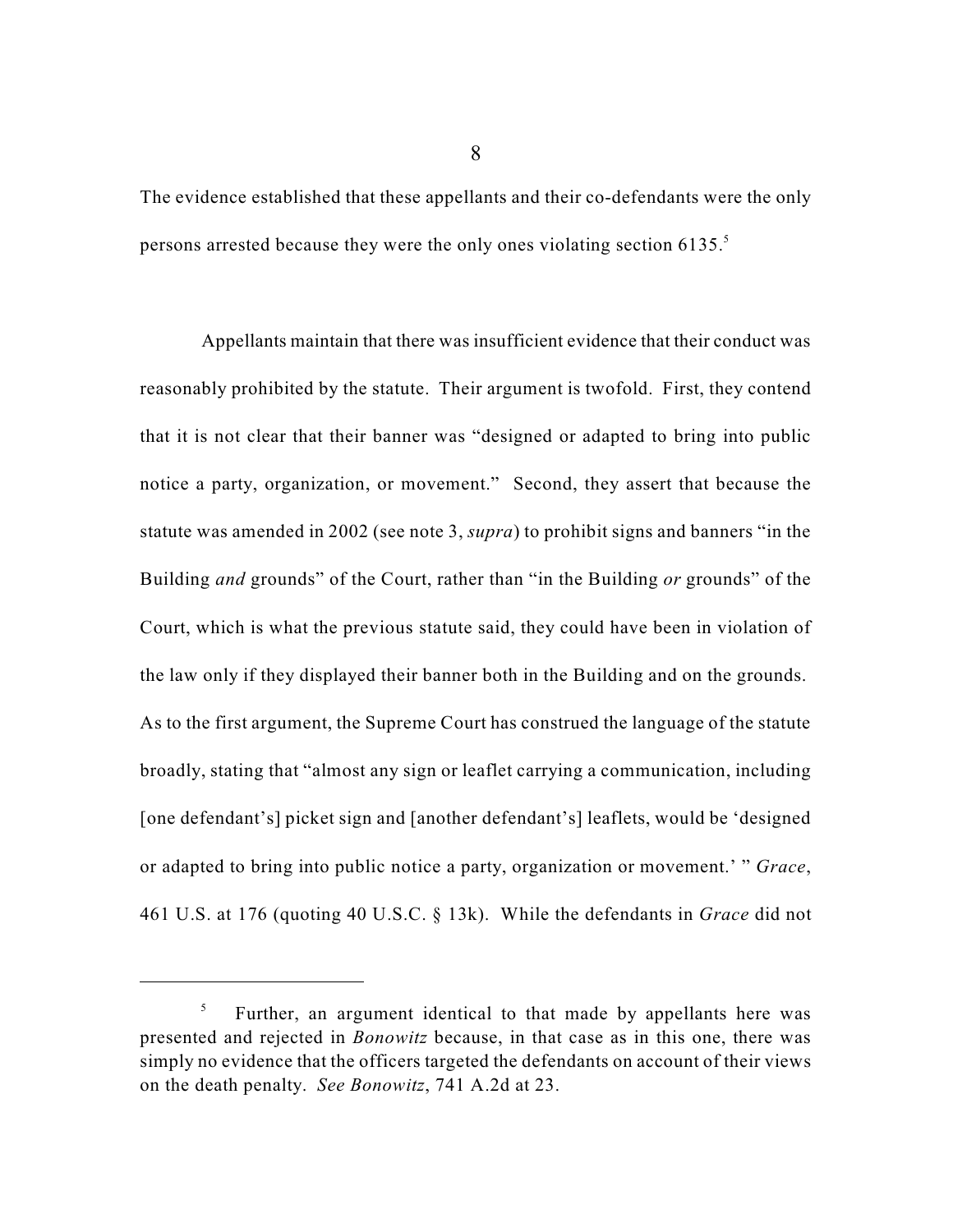The evidence established that these appellants and their co-defendants were the only persons arrested because they were the only ones violating section 6135.[5]

Appellants maintain that there was insufficient evidence that their conduct was reasonably prohibited by the statute. Their argument is twofold. First, they contend that it is not clear that their banner was "designed or adapted to bring into public notice a party, organization, or movement." Second, they assert that because the statute was amended in 2002 (see note 3, *supra*) to prohibit signs and banners "in the Building *and* grounds" of the Court, rather than "in the Building *or* grounds" of the Court, which is what the previous statute said, they could have been in violation of the law only if they displayed their banner both in the Building and on the grounds. As to the first argument, the Supreme Court has construed the language of the statute broadly, stating that "almost any sign or leaflet carrying a communication, including [one defendant's] picket sign and [another defendant's] leaflets, would be 'designed or adapted to bring into public notice a party, organization or movement.' " *Grace*, 461 U.S. at 176 (quoting 40 U.S.C. § 13k). While the defendants in *Grace* did not

---

[5] Further, an argument identical to that made by appellants here was presented and rejected in *Bonowitz* because, in that case as in this one, there was simply no evidence that the officers targeted the defendants on account of their views on the death penalty. *See Bonowitz*, 741 A.2d at 23.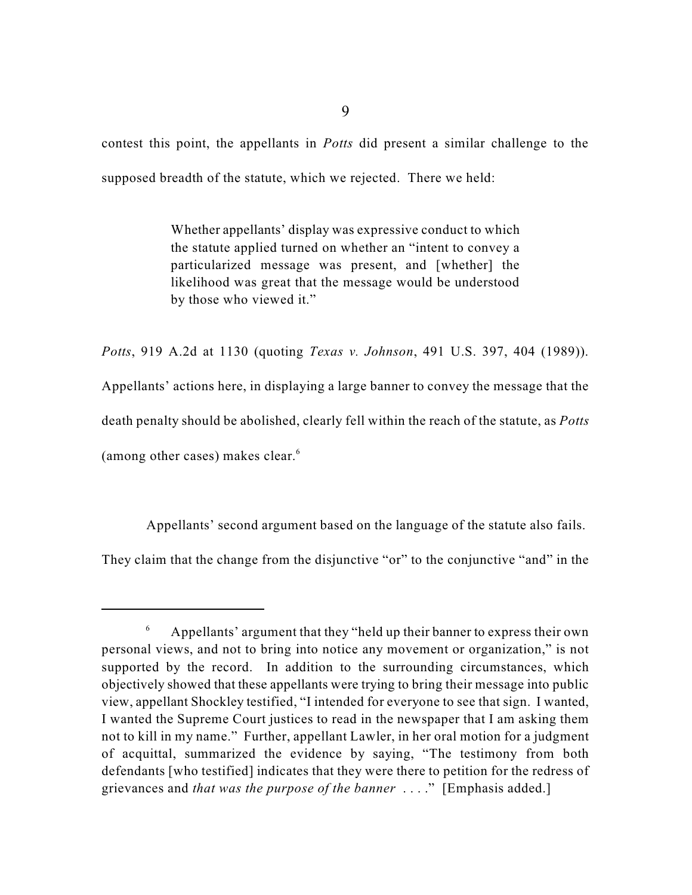contest this point, the appellants in *Potts* did present a similar challenge to the supposed breadth of the statute, which we rejected. There we held:

> Whether appellants' display was expressive conduct to which the statute applied turned on whether an "intent to convey a particularized message was present, and [whether] the likelihood was great that the message would be understood by those who viewed it."

*Potts*, 919 A.2d at 1130 (quoting *Texas v. Johnson*, 491 U.S. 397, 404 (1989)). Appellants' actions here, in displaying a large banner to convey the message that the death penalty should be abolished, clearly fell within the reach of the statute, as *Potts* (among other cases) makes clear.[6]

Appellants' second argument based on the language of the statute also fails. They claim that the change from the disjunctive "or" to the conjunctive "and" in the

---

[6] Appellants' argument that they "held up their banner to express their own personal views, and not to bring into notice any movement or organization," is not supported by the record. In addition to the surrounding circumstances, which objectively showed that these appellants were trying to bring their message into public view, appellant Shockley testified, "I intended for everyone to see that sign. I wanted, I wanted the Supreme Court justices to read in the newspaper that I am asking them not to kill in my name." Further, appellant Lawler, in her oral motion for a judgment of acquittal, summarized the evidence by saying, "The testimony from both defendants [who testified] indicates that they were there to petition for the redress of grievances and *that was the purpose of the banner* . . . ." [Emphasis added.]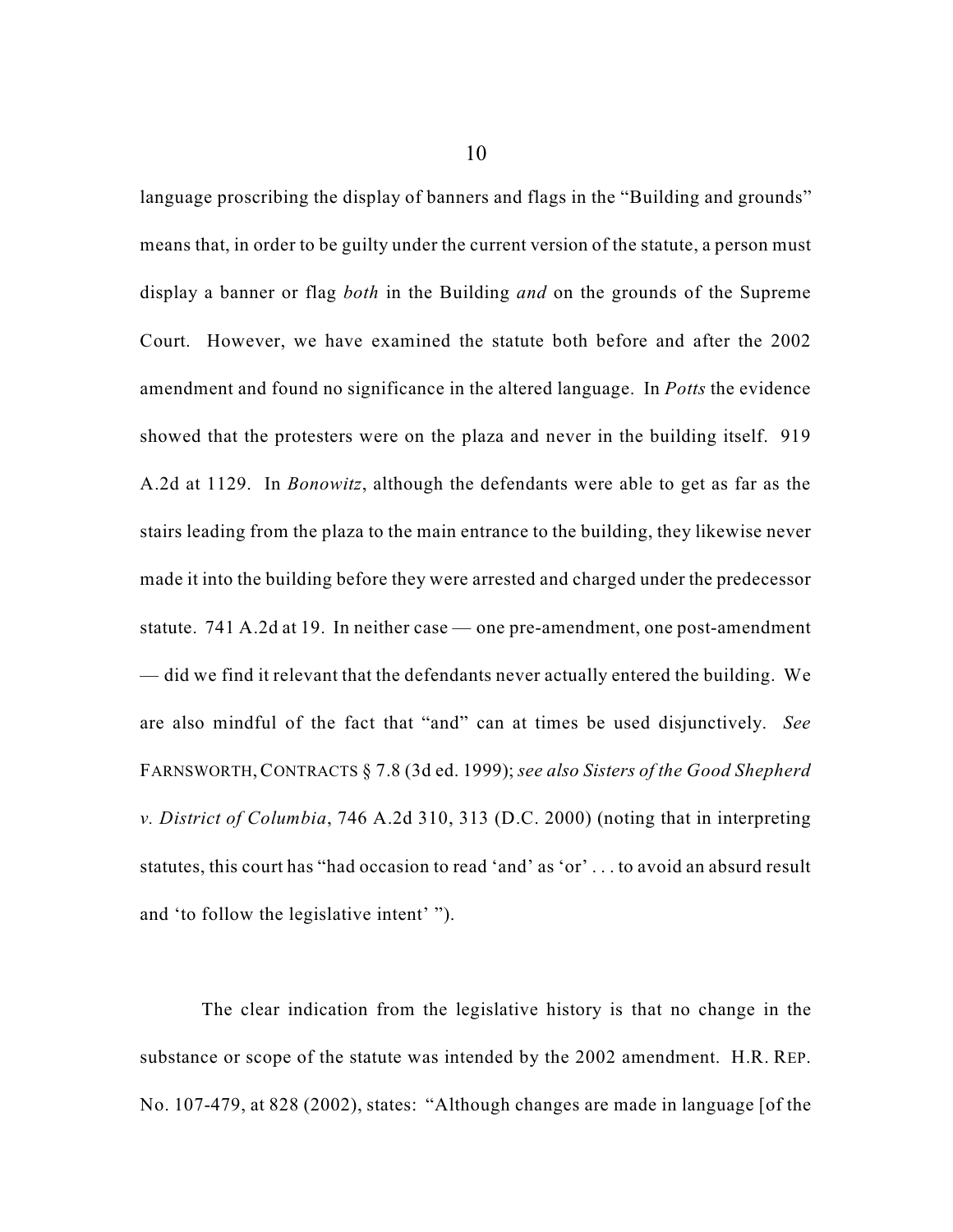language proscribing the display of banners and flags in the "Building and grounds" means that, in order to be guilty under the current version of the statute, a person must display a banner or flag *both* in the Building *and* on the grounds of the Supreme Court. However, we have examined the statute both before and after the 2002 amendment and found no significance in the altered language. In *Potts* the evidence showed that the protesters were on the plaza and never in the building itself. 919 A.2d at 1129. In *Bonowitz*, although the defendants were able to get as far as the stairs leading from the plaza to the main entrance to the building, they likewise never made it into the building before they were arrested and charged under the predecessor statute. 741 A.2d at 19. In neither case — one pre-amendment, one post-amendment — did we find it relevant that the defendants never actually entered the building. We are also mindful of the fact that "and" can at times be used disjunctively. *See* FARNSWORTH, CONTRACTS § 7.8 (3d ed. 1999); *see also Sisters of the Good Shepherd v. District of Columbia*, 746 A.2d 310, 313 (D.C. 2000) (noting that in interpreting statutes, this court has "had occasion to read 'and' as 'or' . . . to avoid an absurd result and 'to follow the legislative intent' ").

The clear indication from the legislative history is that no change in the substance or scope of the statute was intended by the 2002 amendment. H.R. REP. No. 107-479, at 828 (2002), states: "Although changes are made in language [of the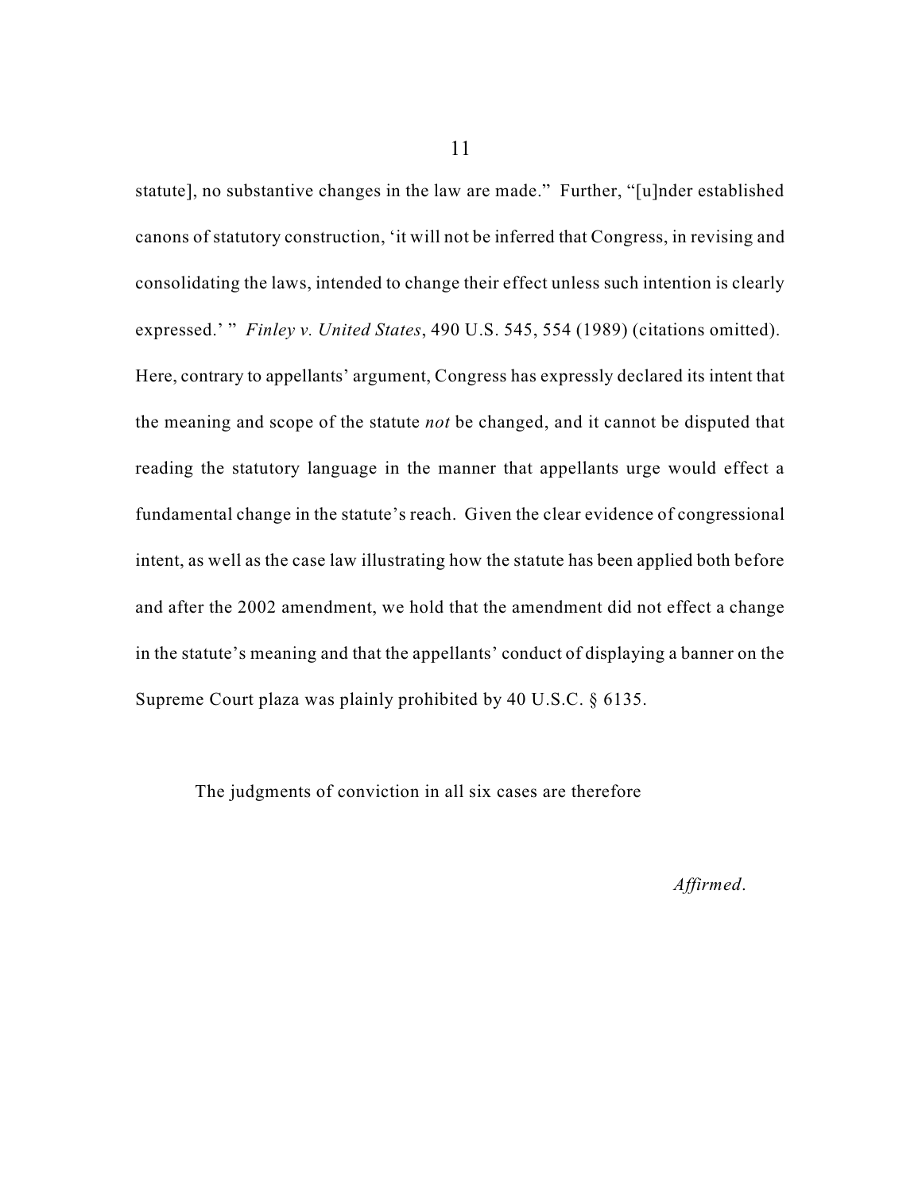statute], no substantive changes in the law are made." Further, "[u]nder established canons of statutory construction, 'it will not be inferred that Congress, in revising and consolidating the laws, intended to change their effect unless such intention is clearly expressed.' " *Finley v. United States*, 490 U.S. 545, 554 (1989) (citations omitted). Here, contrary to appellants' argument, Congress has expressly declared its intent that the meaning and scope of the statute *not* be changed, and it cannot be disputed that reading the statutory language in the manner that appellants urge would effect a fundamental change in the statute's reach. Given the clear evidence of congressional intent, as well as the case law illustrating how the statute has been applied both before and after the 2002 amendment, we hold that the amendment did not effect a change in the statute's meaning and that the appellants' conduct of displaying a banner on the Supreme Court plaza was plainly prohibited by 40 U.S.C. § 6135.

The judgments of conviction in all six cases are therefore

*Affirmed*.